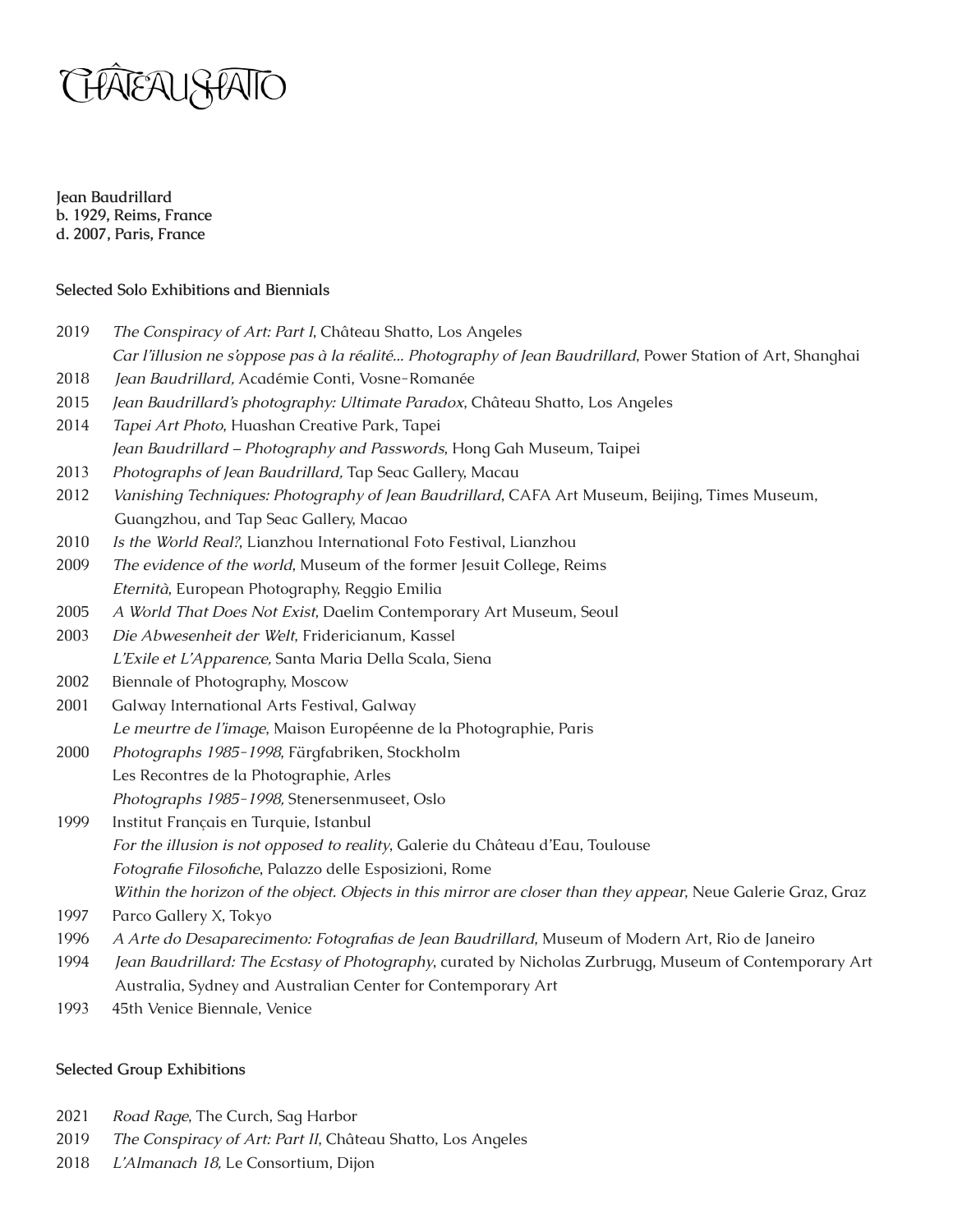# CHÂTEAU SHATTO

Jean Baudrillard
b. 1929, Reims, France
d. 2007, Paris, France

## Selected Solo Exhibitions and Biennials

2019 *The Conspiracy of Art: Part I*, Château Shatto, Los Angeles
*Car l'illusion ne s'oppose pas à la réalité... Photography of Jean Baudrillard*, Power Station of Art, Shanghai
2018 *Jean Baudrillard,* Académie Conti, Vosne-Romanée
2015 *Jean Baudrillard's photography: Ultimate Paradox,* Château Shatto, Los Angeles
2014 *Tapei Art Photo*, Huashan Creative Park, Tapei
*Jean Baudrillard – Photography and Passwords*, Hong Gah Museum, Taipei
2013 *Photographs of Jean Baudrillard,* Tap Seac Gallery, Macau
2012 *Vanishing Techniques: Photography of Jean Baudrillard*, CAFA Art Museum, Beijing, Times Museum, Guangzhou, and Tap Seac Gallery, Macao
2010 *Is the World Real?*, Lianzhou International Foto Festival, Lianzhou
2009 *The evidence of the world*, Museum of the former Jesuit College, Reims
*Eternità*, European Photography, Reggio Emilia
2005 *A World That Does Not Exist*, Daelim Contemporary Art Museum, Seoul
2003 *Die Abwesenheit der Welt*, Fridericianum, Kassel
*L'Exile et L'Apparence,* Santa Maria Della Scala, Siena
2002 Biennale of Photography, Moscow
2001 Galway International Arts Festival, Galway
*Le meurtre de l'image*, Maison Européenne de la Photographie, Paris
2000 *Photographs 1985-1998*, Färgfabriken, Stockholm
Les Recontres de la Photographie, Arles
*Photographs 1985-1998,* Stenersenmuseet, Oslo
1999 Institut Français en Turquie, Istanbul
*For the illusion is not opposed to reality*, Galerie du Château d'Eau, Toulouse
*Fotografie Filosofiche*, Palazzo delle Esposizioni, Rome
*Within the horizon of the object. Objects in this mirror are closer than they appear*, Neue Galerie Graz, Graz
1997 Parco Gallery X, Tokyo
1996 *A Arte do Desaparecimento: Fotografias de Jean Baudrillard*, Museum of Modern Art, Rio de Janeiro
1994 *Jean Baudrillard: The Ecstasy of Photography*, curated by Nicholas Zurbrugg, Museum of Contemporary Art Australia, Sydney and Australian Center for Contemporary Art
1993 45th Venice Biennale, Venice

## Selected Group Exhibitions

2021 *Road Rage*, The Curch, Sag Harbor
2019 *The Conspiracy of Art: Part II*, Château Shatto, Los Angeles
2018 *L'Almanach 18,* Le Consortium, Dijon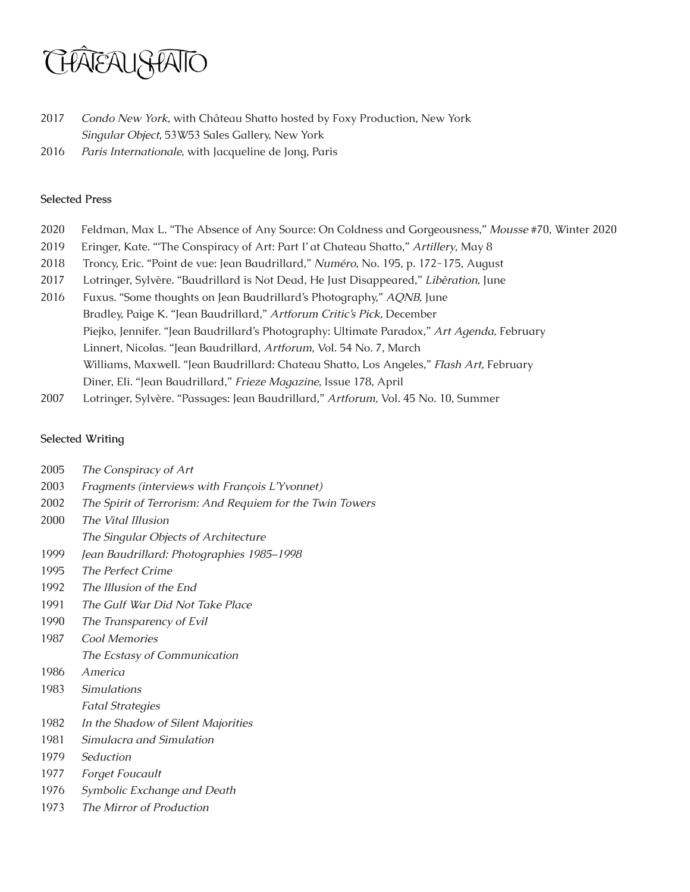ChâteauShatto

2017 *Condo New York*, with Château Shatto hosted by Foxy Production, New York
*Singular Object*, 53W53 Sales Gallery, New York
2016 *Paris Internationale*, with Jacqueline de Jong, Paris

Selected Press

2020 Feldman, Max L. "The Absence of Any Source: On Coldness and Gorgeousness," *Mousse* #70, Winter 2020
2019 Eringer, Kate. "'The Conspiracy of Art: Part I' at Chateau Shatto," *Artillery*, May 8
2018 Troncy, Eric. "Point de vue: Jean Baudrillard," *Numéro*, No. 195, p. 172–175, August
2017 Lotringer, Sylvère. "Baudrillard is Not Dead, He Just Disappeared," *Libèration,* June
2016 Fuxus. "Some thoughts on Jean Baudrillard's Photography," *AQNB,* June
Bradley, Paige K. "Jean Baudrillard," *Artforum Critic's Pick,* December
Piejko, Jennifer. "Jean Baudrillard's Photography: Ultimate Paradox," *Art Agenda,* February
Linnert, Nicolas. "Jean Baudrillard, *Artforum*, Vol. 54 No. 7, March
Williams, Maxwell. "Jean Baudrillard: Chateau Shatto, Los Angeles," *Flash Art,* February
Diner, Eli. "Jean Baudrillard," *Frieze Magazine*, Issue 178, April
2007 Lotringer, Sylvère. "Passages: Jean Baudrillard," *Artforum,* Vol. 45 No. 10, Summer

Selected Writing

2005 *The Conspiracy of Art*
2003 *Fragments (interviews with François L'Yvonnet)*
2002 *The Spirit of Terrorism: And Requiem for the Twin Towers*
2000 *The Vital Illusion*
*The Singular Objects of Architecture*
1999 *Jean Baudrillard: Photographies 1985–1998*
1995 *The Perfect Crime*
1992 *The Illusion of the End*
1991 *The Gulf War Did Not Take Place*
1990 *The Transparency of Evil*
1987 *Cool Memories*
*The Ecstasy of Communication*
1986 *America*
1983 *Simulations*
*Fatal Strategies*
1982 *In the Shadow of Silent Majorities*
1981 *Simulacra and Simulation*
1979 *Seduction*
1977 *Forget Foucault*
1976 *Symbolic Exchange and Death*
1973 *The Mirror of Production*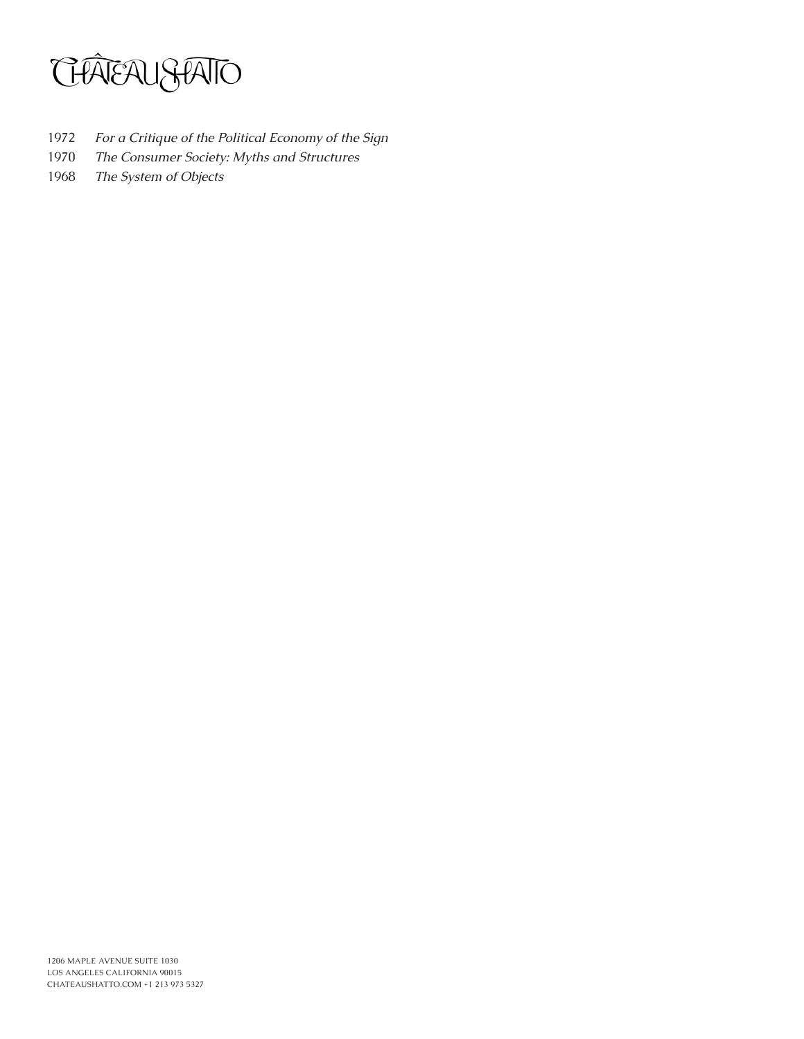1972 *For a Critique of the Political Economy of the Sign*
1970 *The Consumer Society: Myths and Structures*
1968 *The System of Objects*